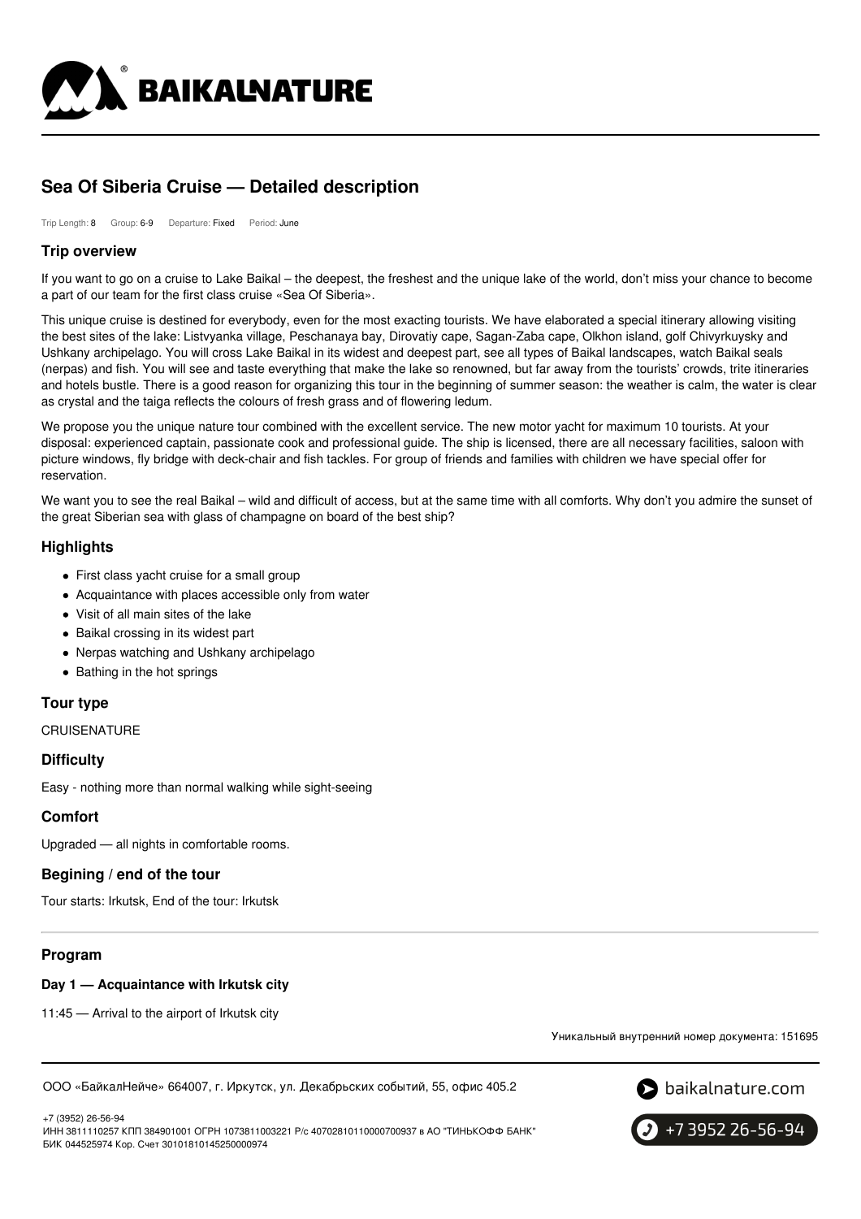# Sea Of Siberia Cruise — Detailed description

Trip Length: 8 Group: 6-9 Departure: Fixed Period: June

## Trip overview

If you want to go on a cruise to Lake Baikal – the deepest, the freshest and the unique lake of the world, don't miss your chance to become a part of our team for the first class cruise «Sea Of Siberia».

This unique cruise is destined for everybody, even for the most exacting tourists. We have elaborated a special itinerary allowing visiting the best sites of the lake: Listvyanka village, Peschanaya bay, Dirovatiy cape, Sagan-Zaba cape, Olkhon island, golf Chivyrkuysky and Ushkany archipelago. You will cross Lake Baikal in its widest and deepest part, see all types of Baikal landscapes, watch Baikal seals (nerpas) and fish. You will see and taste everything that make the lake so renowned, but far away from the tourists' crowds, trite itineraries and hotels bustle. There is a good reason for organizing this tour in the beginning of summer season: the weather is calm, the water is clear as crystal and the taiga reflects the colours of fresh grass and of flowering ledum.

We propose you the unique nature tour combined with the excellent service. The new motor yacht for maximum 10 tourists. At your disposal: experienced captain, passionate cook and professional guide. The ship is licensed, there are all necessary facilities, saloon with picture windows, fly bridge with deck-chair and fish tackles. For group of friends and families with children we have special offer for reservation.

We want you to see the real Baikal – wild and difficult of access, but at the same time with all comforts. Why don't you admire the sunset of the great Siberian sea with glass of champagne on board of the best ship?

## Highlights

- First class yacht cruise for a small group
- Acquaintance with places accessible only from water
- Visit of all main sites of the lake
- Baikal crossing in its widest part
- Nerpas watching and Ushkany archipelago
- Bathing in the hot springs

## Tour type

CRUISENATURE

## Difficulty

Easy - nothing more than normal walking while sight-seeing

## Comfort

Upgraded — all nights in comfortable rooms.

## Begining / end of the tour

Tour starts: Irkutsk, End of the tour: Irkutsk

## Program

### Day 1 — Acquaintance with Irkutsk city

11:45 — Arrival to the airport of Irkutsk city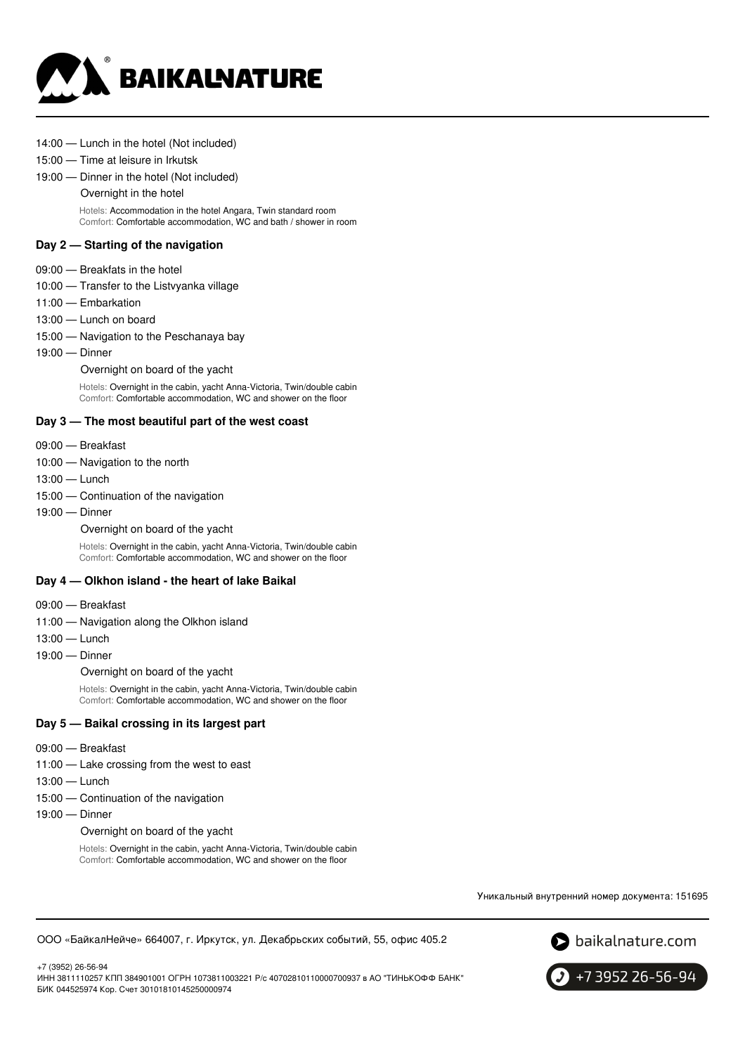14:00 — Lunch in the hotel (Not included)

15:00 — Time at leisure in Irkutsk

19:00 — Dinner in the hotel (Not included)

Overnight in the hotel

Hotels: Accommodation in the hotel Angara, Twin standard room
Comfort: Comfortable accommodation, WC and bath / shower in room

### Day 2 — Starting of the navigation

09:00 — Breakfats in the hotel

10:00 — Transfer to the Listvyanka village

11:00 — Embarkation

13:00 — Lunch on board

15:00 — Navigation to the Peschanaya bay

19:00 — Dinner

Overnight on board of the yacht

Hotels: Overnight in the cabin, yacht Anna-Victoria, Twin/double cabin
Comfort: Comfortable accommodation, WC and shower on the floor

### Day 3 — The most beautiful part of the west coast

09:00 — Breakfast

10:00 — Navigation to the north

13:00 — Lunch

15:00 — Continuation of the navigation

19:00 — Dinner

Overnight on board of the yacht

Hotels: Overnight in the cabin, yacht Anna-Victoria, Twin/double cabin
Comfort: Comfortable accommodation, WC and shower on the floor

### Day 4 — Olkhon island - the heart of lake Baikal

09:00 — Breakfast

11:00 — Navigation along the Olkhon island

13:00 — Lunch

19:00 — Dinner

Overnight on board of the yacht

Hotels: Overnight in the cabin, yacht Anna-Victoria, Twin/double cabin
Comfort: Comfortable accommodation, WC and shower on the floor

### Day 5 — Baikal crossing in its largest part

09:00 — Breakfast

11:00 — Lake crossing from the west to east

13:00 — Lunch

15:00 — Continuation of the navigation

19:00 — Dinner

Overnight on board of the yacht

Hotels: Overnight in the cabin, yacht Anna-Victoria, Twin/double cabin
Comfort: Comfortable accommodation, WC and shower on the floor

Уникальный внутренний номер документа: 151695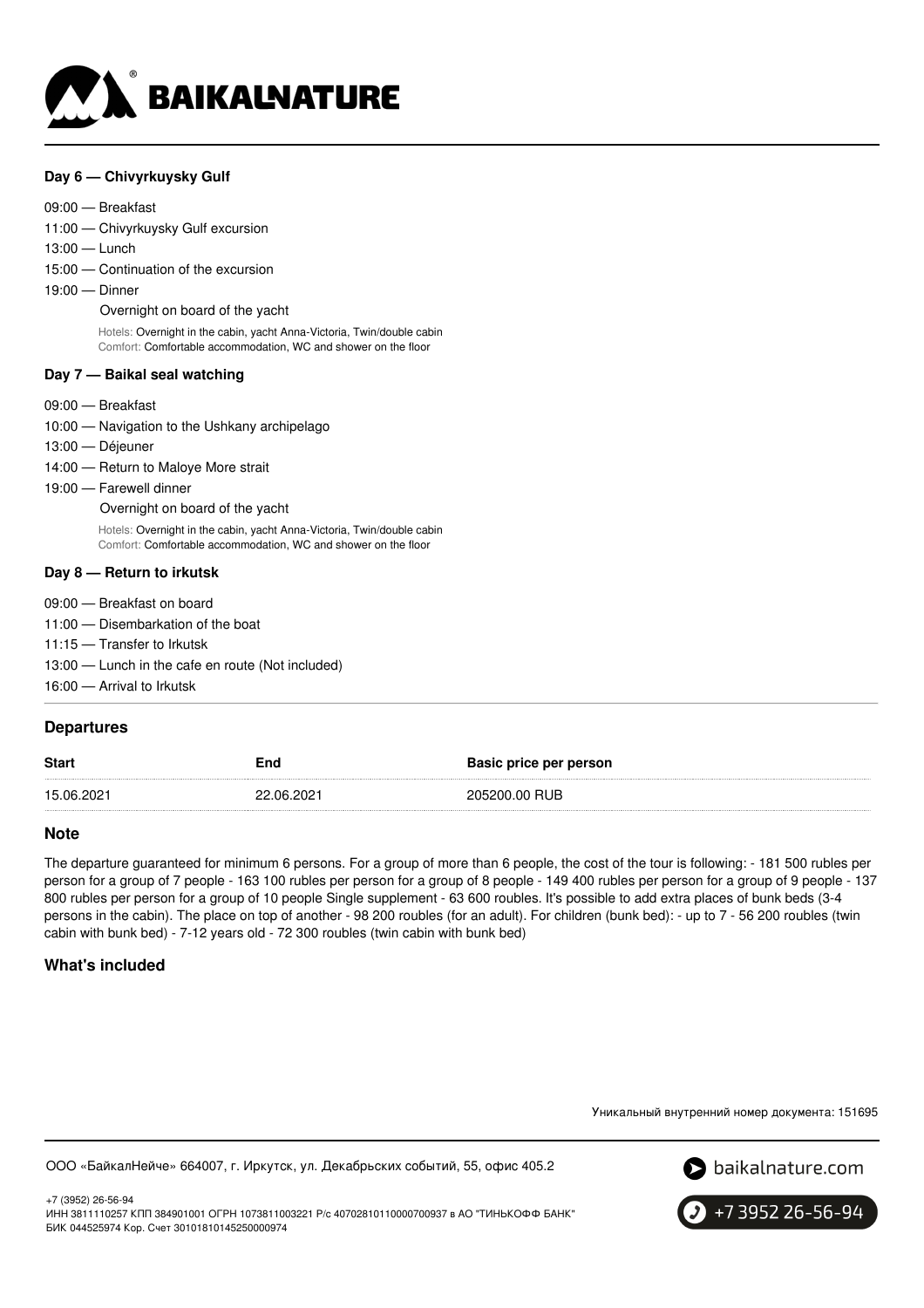### Day 6 — Chivyrkuysky Gulf

09:00 — Breakfast
11:00 — Chivyrkuysky Gulf excursion
13:00 — Lunch
15:00 — Continuation of the excursion
19:00 — Dinner
Overnight on board of the yacht

Hotels: Overnight in the cabin, yacht Anna-Victoria, Twin/double cabin
Comfort: Comfortable accommodation, WC and shower on the floor

### Day 7 — Baikal seal watching

09:00 — Breakfast
10:00 — Navigation to the Ushkany archipelago
13:00 — Déjeuner
14:00 — Return to Maloye More strait
19:00 — Farewell dinner
Overnight on board of the yacht

Hotels: Overnight in the cabin, yacht Anna-Victoria, Twin/double cabin
Comfort: Comfortable accommodation, WC and shower on the floor

### Day 8 — Return to irkutsk

09:00 — Breakfast on board
11:00 — Disembarkation of the boat
11:15 — Transfer to Irkutsk
13:00 — Lunch in the cafe en route (Not included)
16:00 — Arrival to Irkutsk

## Departures

| Start | End | Basic price per person |
|---|---|---|
| 15.06.2021 | 22.06.2021 | 205200.00 RUB |

## Note

The departure guaranteed for minimum 6 persons. For a group of more than 6 people, the cost of the tour is following: - 181 500 rubles per person for a group of 7 people - 163 100 rubles per person for a group of 8 people - 149 400 rubles per person for a group of 9 people - 137 800 rubles per person for a group of 10 people Single supplement - 63 600 roubles. It's possible to add extra places of bunk beds (3-4 persons in the cabin). The place on top of another - 98 200 roubles (for an adult). For children (bunk bed): - up to 7 - 56 200 roubles (twin cabin with bunk bed) - 7-12 years old - 72 300 roubles (twin cabin with bunk bed)

## What's included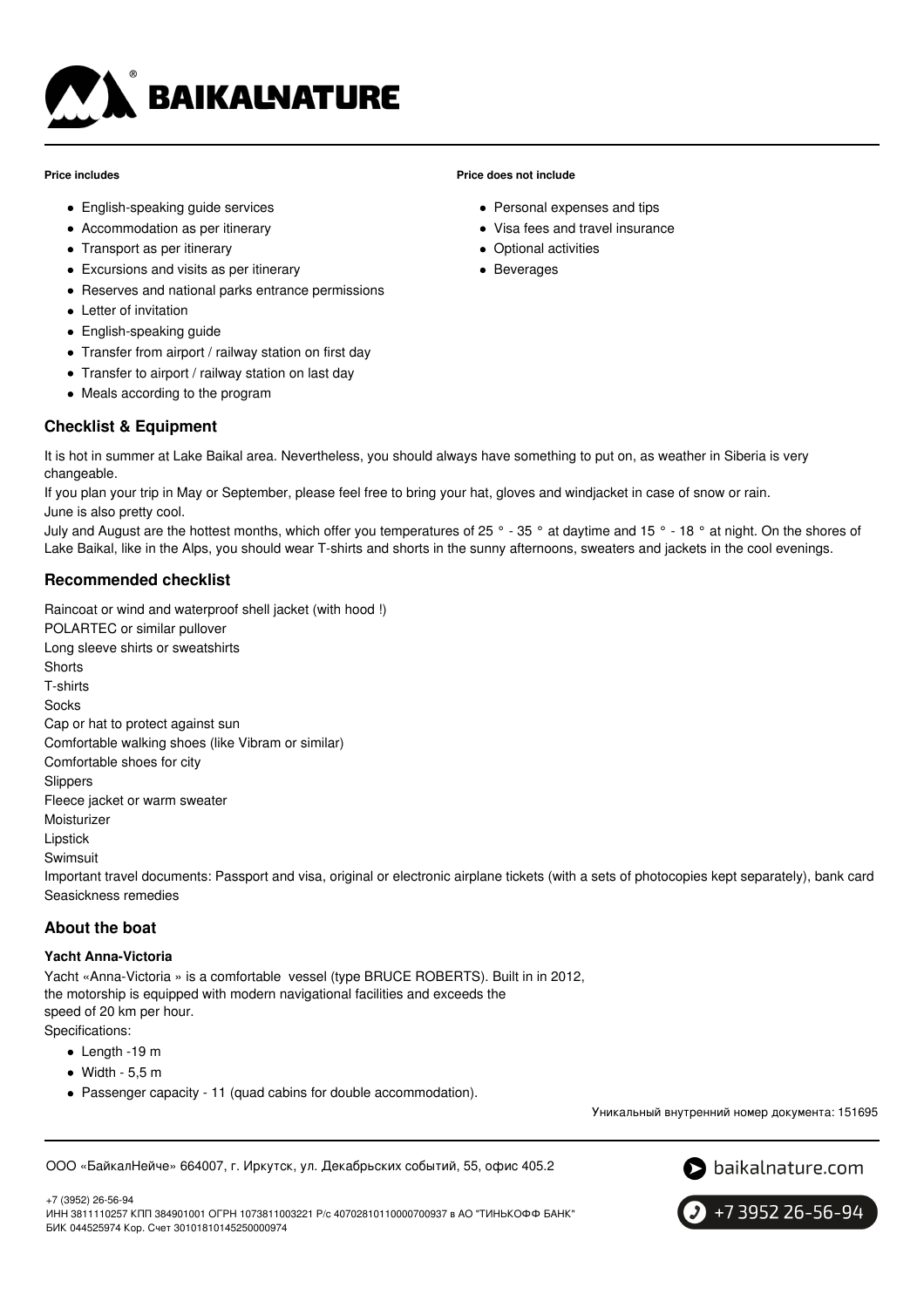**Price includes**

- English-speaking guide services
- Accommodation as per itinerary
- Transport as per itinerary
- Excursions and visits as per itinerary
- Reserves and national parks entrance permissions
- Letter of invitation
- English-speaking guide
- Transfer from airport / railway station on first day
- Transfer to airport / railway station on last day
- Meals according to the program

**Price does not include**

- Personal expenses and tips
- Visa fees and travel insurance
- Optional activities
- Beverages

## Checklist & Equipment

It is hot in summer at Lake Baikal area. Nevertheless, you should always have something to put on, as weather in Siberia is very changeable.

If you plan your trip in May or September, please feel free to bring your hat, gloves and windjacket in case of snow or rain.

June is also pretty cool.

July and August are the hottest months, which offer you temperatures of 25 ° - 35 ° at daytime and 15 ° - 18 ° at night. On the shores of Lake Baikal, like in the Alps, you should wear T-shirts and shorts in the sunny afternoons, sweaters and jackets in the cool evenings.

## Recommended checklist

Raincoat or wind and waterproof shell jacket (with hood !)
POLARTEC or similar pullover
Long sleeve shirts or sweatshirts
Shorts
T-shirts
Socks
Cap or hat to protect against sun
Comfortable walking shoes (like Vibram or similar)
Comfortable shoes for city
Slippers
Fleece jacket or warm sweater
Moisturizer
Lipstick
Swimsuit
Important travel documents: Passport and visa, original or electronic airplane tickets (with a sets of photocopies kept separately), bank card
Seasickness remedies

## About the boat

**Yacht Anna-Victoria**

Yacht «Anna-Victoria » is a comfortable vessel (type BRUCE ROBERTS). Built in in 2012, the motorship is equipped with modern navigational facilities and exceeds the speed of 20 km per hour.

Specifications:

- Length -19 m
- Width - 5,5 m
- Passenger capacity - 11 (quad cabins for double accommodation).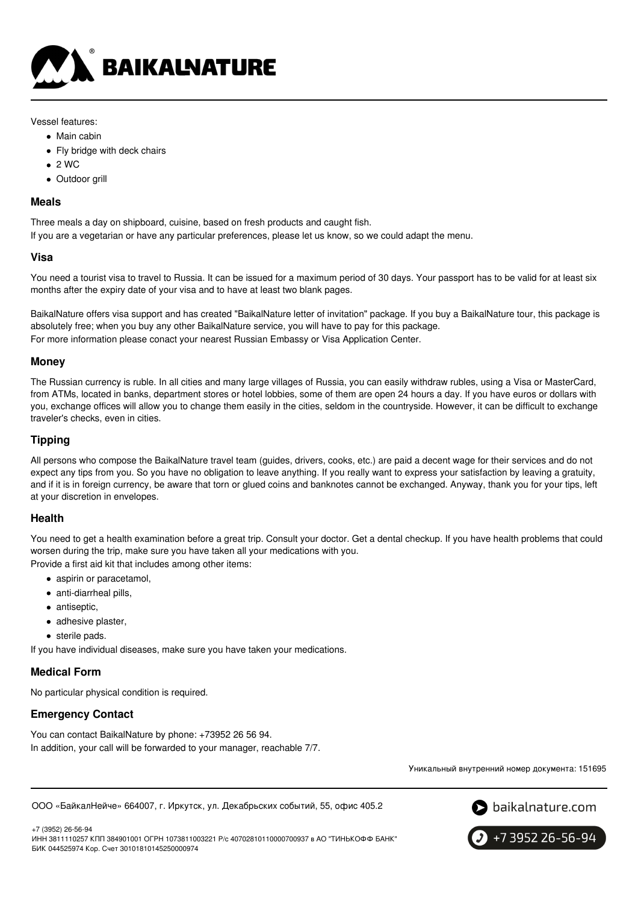Vessel features:

- Main cabin
- Fly bridge with deck chairs
- 2 WC
- Outdoor grill

### Meals

Three meals a day on shipboard, cuisine, based on fresh products and caught fish.
If you are a vegetarian or have any particular preferences, please let us know, so we could adapt the menu.

### Visa

You need a tourist visa to travel to Russia. It can be issued for a maximum period of 30 days. Your passport has to be valid for at least six months after the expiry date of your visa and to have at least two blank pages.

BaikalNature offers visa support and has created "BaikalNature letter of invitation" package. If you buy a BaikalNature tour, this package is absolutely free; when you buy any other BaikalNature service, you will have to pay for this package.
For more information please conact your nearest Russian Embassy or Visa Application Center.

### Money

The Russian currency is ruble. In all cities and many large villages of Russia, you can easily withdraw rubles, using a Visa or MasterCard, from ATMs, located in banks, department stores or hotel lobbies, some of them are open 24 hours a day. If you have euros or dollars with you, exchange offices will allow you to change them easily in the cities, seldom in the countryside. However, it can be difficult to exchange traveler's checks, even in cities.

### Tipping

All persons who compose the BaikalNature travel team (guides, drivers, cooks, etc.) are paid a decent wage for their services and do not expect any tips from you. So you have no obligation to leave anything. If you really want to express your satisfaction by leaving a gratuity, and if it is in foreign currency, be aware that torn or glued coins and banknotes cannot be exchanged. Anyway, thank you for your tips, left at your discretion in envelopes.

### Health

You need to get a health examination before a great trip. Consult your doctor. Get a dental checkup. If you have health problems that could worsen during the trip, make sure you have taken all your medications with you.
Provide a first aid kit that includes among other items:

- aspirin or paracetamol,
- anti-diarrheal pills,
- antiseptic,
- adhesive plaster,
- sterile pads.

If you have individual diseases, make sure you have taken your medications.

### Medical Form

No particular physical condition is required.

### Emergency Contact

You can contact BaikalNature by phone: +73952 26 56 94.
In addition, your call will be forwarded to your manager, reachable 7/7.

Уникальный внутренний номер документа: 151695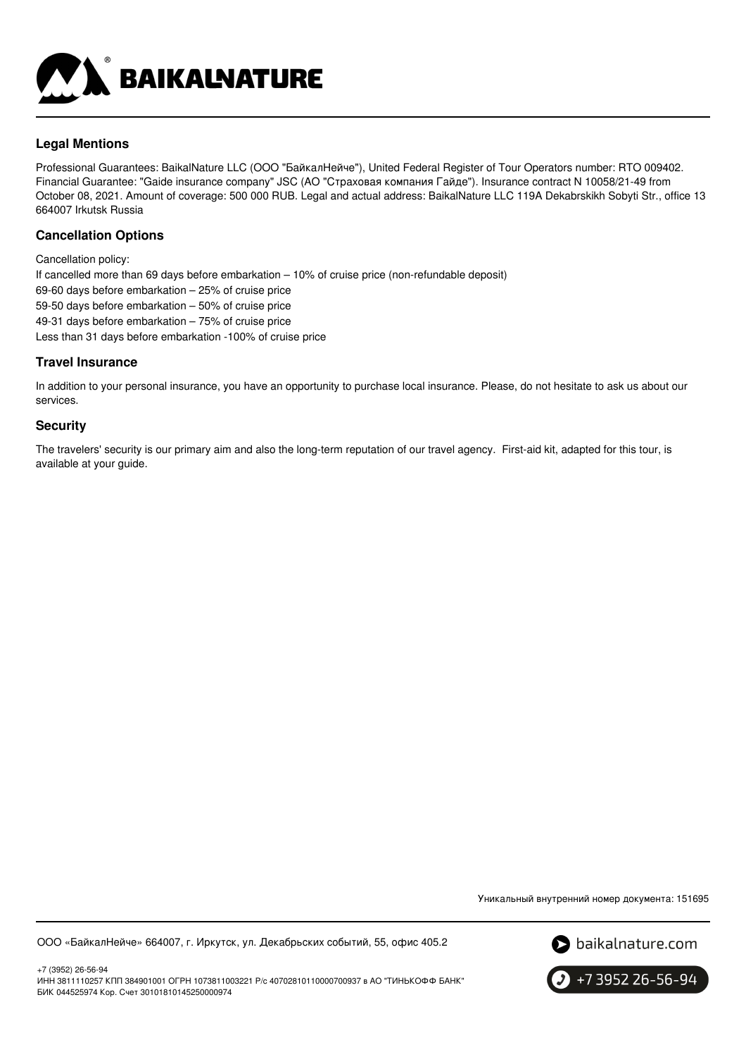## Legal Mentions

Professional Guarantees: BaikalNature LLC (ООО "БайкалНейче"), United Federal Register of Tour Operators number: RTO 009402. Financial Guarantee: "Gaide insurance company" JSC (АО "Страховая компания Гайде"). Insurance contract N 10058/21-49 from October 08, 2021. Amount of coverage: 500 000 RUB. Legal and actual address: BaikalNature LLC 119A Dekabrskikh Sobyti Str., office 13 664007 Irkutsk Russia

## Cancellation Options

Cancellation policy:

If cancelled more than 69 days before embarkation – 10% of cruise price (non-refundable deposit)

69-60 days before embarkation – 25% of cruise price

59-50 days before embarkation – 50% of cruise price

49-31 days before embarkation – 75% of cruise price

Less than 31 days before embarkation -100% of cruise price

## Travel Insurance

In addition to your personal insurance, you have an opportunity to purchase local insurance. Please, do not hesitate to ask us about our services.

## Security

The travelers' security is our primary aim and also the long-term reputation of our travel agency.  First-aid kit, adapted for this tour, is available at your guide.

Уникальный внутренний номер документа: 151695